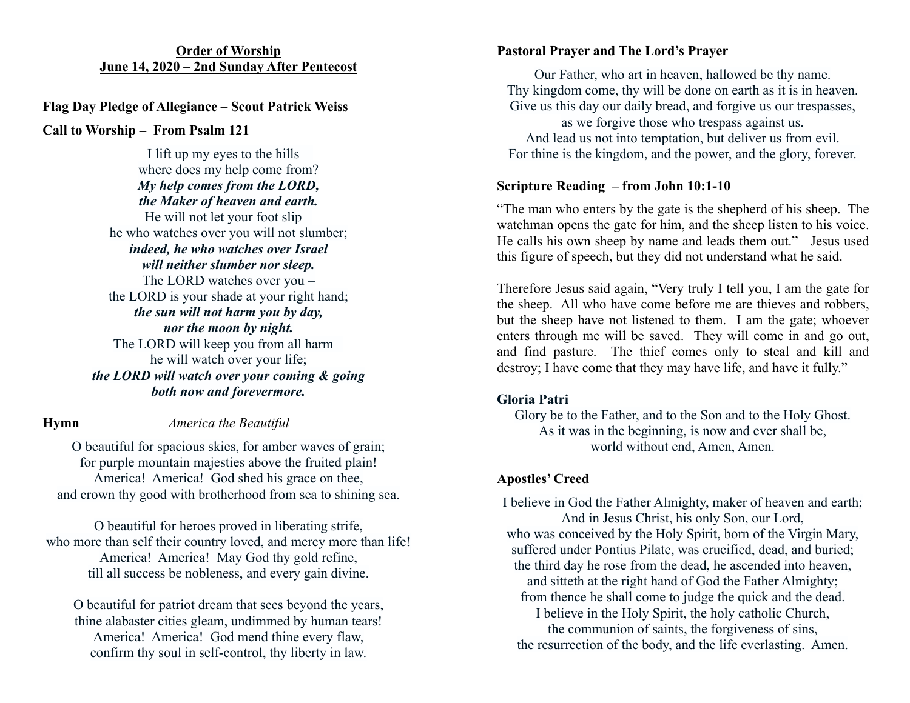## Order of Worship
## June 14, 2020 – 2nd Sunday After Pentecost

**Flag Day Pledge of Allegiance – Scout Patrick Weiss**

**Call to Worship – From Psalm 121**

I lift up my eyes to the hills –  
where does my help come from?  
***My help comes from the LORD,***  
***the Maker of heaven and earth.***  
He will not let your foot slip –  
he who watches over you will not slumber;  
***indeed, he who watches over Israel***  
***will neither slumber nor sleep.***  
The LORD watches over you –  
the LORD is your shade at your right hand;  
***the sun will not harm you by day,***  
***nor the moon by night.***  
The LORD will keep you from all harm –  
he will watch over your life;  
***the LORD will watch over your coming & going***  
***both now and forevermore.***

**Hymn** *America the Beautiful*

O beautiful for spacious skies, for amber waves of grain;  
for purple mountain majesties above the fruited plain!  
America! America! God shed his grace on thee,  
and crown thy good with brotherhood from sea to shining sea.

O beautiful for heroes proved in liberating strife,  
who more than self their country loved, and mercy more than life!  
America! America! May God thy gold refine,  
till all success be nobleness, and every gain divine.

O beautiful for patriot dream that sees beyond the years,  
thine alabaster cities gleam, undimmed by human tears!  
America! America! God mend thine every flaw,  
confirm thy soul in self-control, thy liberty in law.

**Pastoral Prayer and The Lord's Prayer**

Our Father, who art in heaven, hallowed be thy name.  
Thy kingdom come, thy will be done on earth as it is in heaven.  
Give us this day our daily bread, and forgive us our trespasses,  
as we forgive those who trespass against us.  
And lead us not into temptation, but deliver us from evil.  
For thine is the kingdom, and the power, and the glory, forever.

**Scripture Reading – from John 10:1-10**

"The man who enters by the gate is the shepherd of his sheep. The watchman opens the gate for him, and the sheep listen to his voice. He calls his own sheep by name and leads them out." Jesus used this figure of speech, but they did not understand what he said.

Therefore Jesus said again, "Very truly I tell you, I am the gate for the sheep. All who have come before me are thieves and robbers, but the sheep have not listened to them. I am the gate; whoever enters through me will be saved. They will come in and go out, and find pasture. The thief comes only to steal and kill and destroy; I have come that they may have life, and have it fully."

**Gloria Patri**

Glory be to the Father, and to the Son and to the Holy Ghost.  
As it was in the beginning, is now and ever shall be,  
world without end, Amen, Amen.

**Apostles' Creed**

I believe in God the Father Almighty, maker of heaven and earth;  
And in Jesus Christ, his only Son, our Lord,  
who was conceived by the Holy Spirit, born of the Virgin Mary,  
suffered under Pontius Pilate, was crucified, dead, and buried;  
the third day he rose from the dead, he ascended into heaven,  
and sitteth at the right hand of God the Father Almighty;  
from thence he shall come to judge the quick and the dead.  
I believe in the Holy Spirit, the holy catholic Church,  
the communion of saints, the forgiveness of sins,  
the resurrection of the body, and the life everlasting. Amen.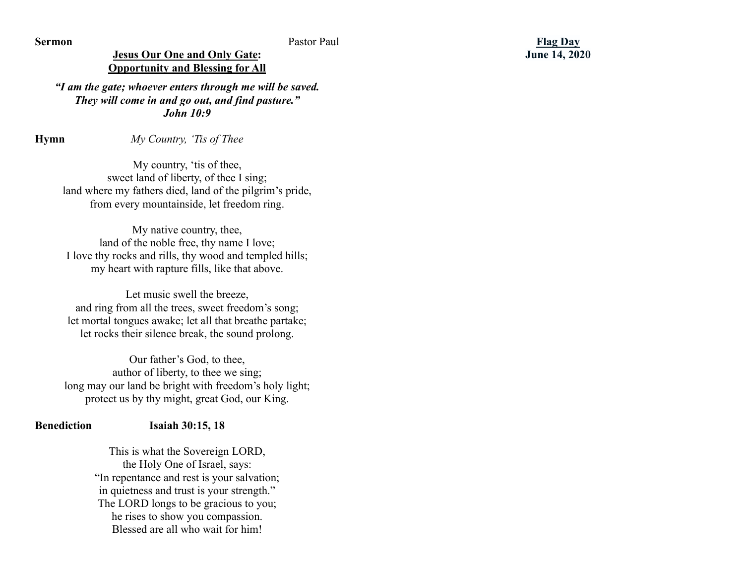**Sermon** Pastor Paul

**Flag Day**
**June 14, 2020**

**Jesus Our One and Only Gate:**
**Opportunity and Blessing for All**

***"I am the gate; whoever enters through me will be saved.***
***They will come in and go out, and find pasture."***
***John 10:9***

**Hymn** *My Country, 'Tis of Thee*

My country, 'tis of thee,
sweet land of liberty, of thee I sing;
land where my fathers died, land of the pilgrim's pride,
from every mountainside, let freedom ring.

My native country, thee,
land of the noble free, thy name I love;
I love thy rocks and rills, thy wood and templed hills;
my heart with rapture fills, like that above.

Let music swell the breeze,
and ring from all the trees, sweet freedom's song;
let mortal tongues awake; let all that breathe partake;
let rocks their silence break, the sound prolong.

Our father's God, to thee,
author of liberty, to thee we sing;
long may our land be bright with freedom's holy light;
protect us by thy might, great God, our King.

**Benediction** **Isaiah 30:15, 18**

This is what the Sovereign LORD,
the Holy One of Israel, says:
"In repentance and rest is your salvation;
in quietness and trust is your strength."
The LORD longs to be gracious to you;
he rises to show you compassion.
Blessed are all who wait for him!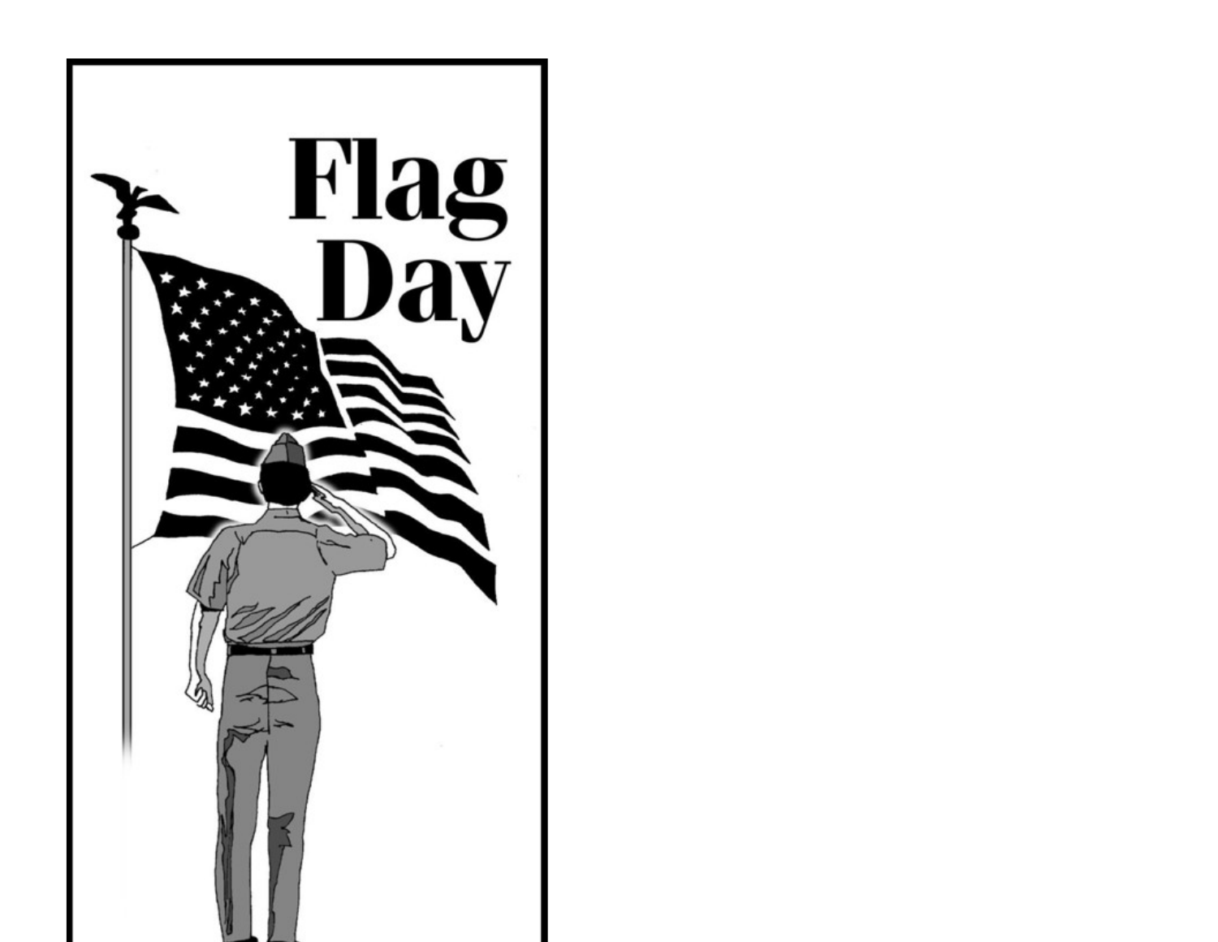# Flag Day